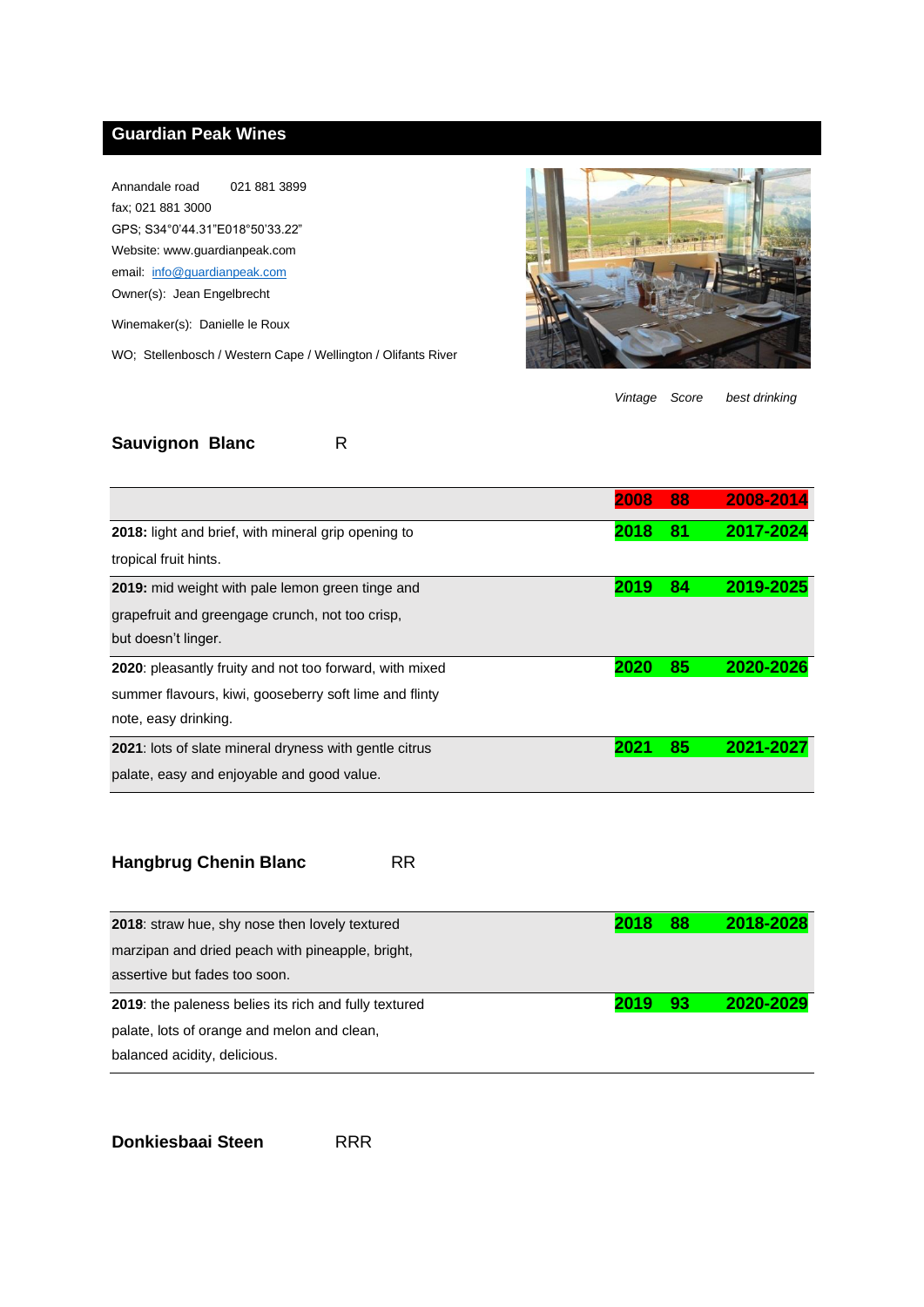## Guardian Peak Wines

Annandale road 021 881 3899
fax; 021 881 3000
GPS; S34°0'44.31"E018°50'33.22"
Website: www.guardianpeak.com
email: info@guardianpeak.com
Owner(s): Jean Engelbrecht

Winemaker(s): Danielle le Roux

WO; Stellenbosch / Western Cape / Wellington / Olifants River

### Sauvignon Blanc R

| | *Vintage* | *Score* | *best drinking* |
|---|---|---|---|
| | 2008 | 88 | 2008-2014 |
| **2018:** light and brief, with mineral grip opening to tropical fruit hints. | 2018 | 81 | 2017-2024 |
| **2019:** mid weight with pale lemon green tinge and grapefruit and greengage crunch, not too crisp, but doesn't linger. | 2019 | 84 | 2019-2025 |
| **2020**: pleasantly fruity and not too forward, with mixed summer flavours, kiwi, gooseberry soft lime and flinty note, easy drinking. | 2020 | 85 | 2020-2026 |
| **2021**: lots of slate mineral dryness with gentle citrus palate, easy and enjoyable and good value. | 2021 | 85 | 2021-2027 |

### Hangbrug Chenin Blanc RR

| | Vintage | Score | best drinking |
|---|---|---|---|
| **2018**: straw hue, shy nose then lovely textured marzipan and dried peach with pineapple, bright, assertive but fades too soon. | 2018 | 88 | 2018-2028 |
| **2019**: the paleness belies its rich and fully textured palate, lots of orange and melon and clean, balanced acidity, delicious. | 2019 | 93 | 2020-2029 |

### Donkiesbaai Steen RRR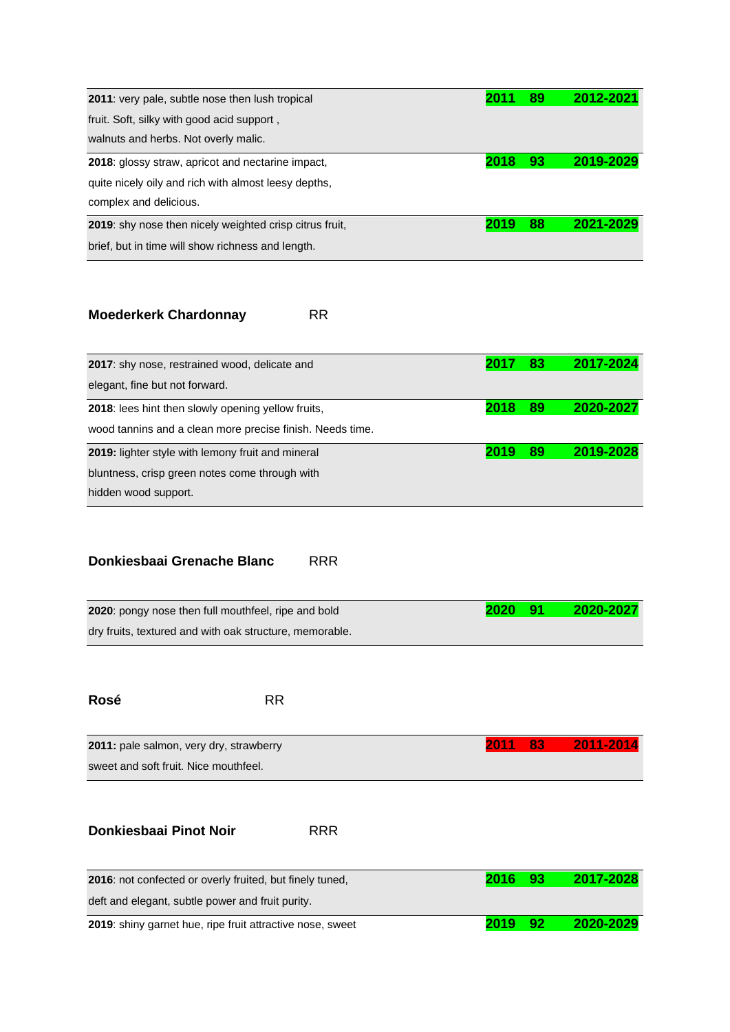| | | | |
|---|---|---|---|
| **2011**: very pale, subtle nose then lush tropical fruit. Soft, silky with good acid support , walnuts and herbs. Not overly malic. | **2011** | **89** | **2012-2021** |
| **2018**: glossy straw, apricot and nectarine impact, quite nicely oily and rich with almost leesy depths, complex and delicious. | **2018** | **93** | **2019-2029** |
| **2019**: shy nose then nicely weighted crisp citrus fruit, brief, but in time will show richness and length. | **2019** | **88** | **2021-2029** |

## Moederkerk Chardonnay RR

| | | | |
|---|---|---|---|
| **2017**: shy nose, restrained wood, delicate and elegant, fine but not forward. | **2017** | **83** | **2017-2024** |
| **2018**: lees hint then slowly opening yellow fruits, wood tannins and a clean more precise finish. Needs time. | **2018** | **89** | **2020-2027** |
| **2019:** lighter style with lemony fruit and mineral bluntness, crisp green notes come through with hidden wood support. | **2019** | **89** | **2019-2028** |

## Donkiesbaai Grenache Blanc RRR

| | | | |
|---|---|---|---|
| **2020**: pongy nose then full mouthfeel, ripe and bold dry fruits, textured and with oak structure, memorable. | **2020** | **91** | **2020-2027** |

## Rosé RR

| | | | |
|---|---|---|---|
| **2011:** pale salmon, very dry, strawberry sweet and soft fruit. Nice mouthfeel. | **2011** | **83** | **2011-2014** |

## Donkiesbaai Pinot Noir RRR

| | | | |
|---|---|---|---|
| **2016**: not confected or overly fruited, but finely tuned, deft and elegant, subtle power and fruit purity. | **2016** | **93** | **2017-2028** |
| **2019**: shiny garnet hue, ripe fruit attractive nose, sweet | **2019** | **92** | **2020-2029** |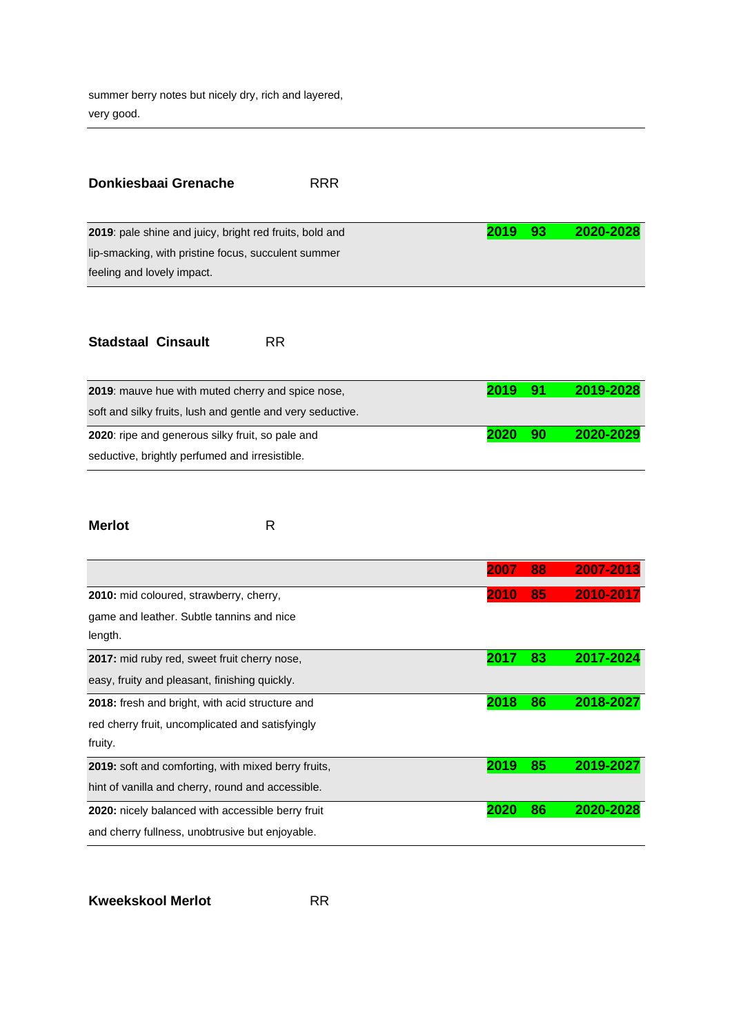summer berry notes but nicely dry, rich and layered, very good.

---

**Donkiesbaai Grenache** RRR

| | | | |
|---|---|---|---|
| **2019**: pale shine and juicy, bright red fruits, bold and lip-smacking, with pristine focus, succulent summer feeling and lovely impact. | **2019** | **93** | **2020-2028** |

**Stadstaal Cinsault** RR

| | | | |
|---|---|---|---|
| **2019**: mauve hue with muted cherry and spice nose, soft and silky fruits, lush and gentle and very seductive. | **2019** | **91** | **2019-2028** |
| **2020**: ripe and generous silky fruit, so pale and seductive, brightly perfumed and irresistible. | **2020** | **90** | **2020-2029** |

**Merlot** R

| | | | |
|---|---|---|---|
| | **2007** | **88** | **2007-2013** |
| **2010:** mid coloured, strawberry, cherry, game and leather. Subtle tannins and nice length. | **2010** | **85** | **2010-2017** |
| **2017:** mid ruby red, sweet fruit cherry nose, easy, fruity and pleasant, finishing quickly. | **2017** | **83** | **2017-2024** |
| **2018:** fresh and bright, with acid structure and red cherry fruit, uncomplicated and satisfyingly fruity. | **2018** | **86** | **2018-2027** |
| **2019:** soft and comforting, with mixed berry fruits, hint of vanilla and cherry, round and accessible. | **2019** | **85** | **2019-2027** |
| **2020:** nicely balanced with accessible berry fruit and cherry fullness, unobtrusive but enjoyable. | **2020** | **86** | **2020-2028** |

**Kweekskool Merlot** RR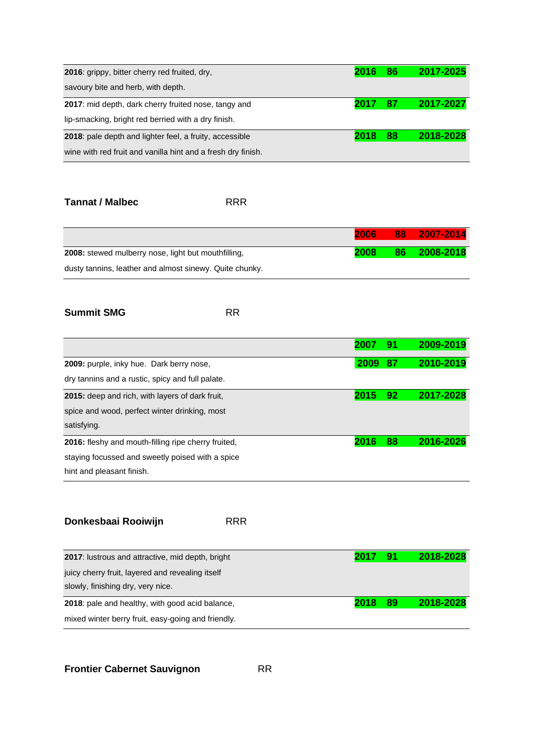| | | | |
|---|---|---|---|
| **2016**: grippy, bitter cherry red fruited, dry, savoury bite and herb, with depth. | 2016 | 86 | 2017-2025 |
| **2017**: mid depth, dark cherry fruited nose, tangy and lip-smacking, bright red berried with a dry finish. | 2017 | 87 | 2017-2027 |
| **2018**: pale depth and lighter feel, a fruity, accessible wine with red fruit and vanilla hint and a fresh dry finish. | 2018 | 88 | 2018-2028 |

**Tannat / Malbec** RRR

| | | | |
|---|---|---|---|
| | 2006 | 88 | 2007-2014 |
| **2008:** stewed mulberry nose, light but mouthfilling, dusty tannins, leather and almost sinewy. Quite chunky. | 2008 | 86 | 2008-2018 |

**Summit SMG** RR

| | | | |
|---|---|---|---|
| | 2007 | 91 | 2009-2019 |
| **2009:** purple, inky hue. Dark berry nose, dry tannins and a rustic, spicy and full palate. | 2009 | 87 | 2010-2019 |
| **2015:** deep and rich, with layers of dark fruit, spice and wood, perfect winter drinking, most satisfying. | 2015 | 92 | 2017-2028 |
| **2016:** fleshy and mouth-filling ripe cherry fruited, staying focussed and sweetly poised with a spice hint and pleasant finish. | 2016 | 88 | 2016-2026 |

**Donkesbaai Rooiwijn** RRR

| | | | |
|---|---|---|---|
| **2017**: lustrous and attractive, mid depth, bright juicy cherry fruit, layered and revealing itself slowly, finishing dry, very nice. | 2017 | 91 | 2018-2028 |
| **2018**: pale and healthy, with good acid balance, mixed winter berry fruit, easy-going and friendly. | 2018 | 89 | 2018-2028 |

**Frontier Cabernet Sauvignon** RR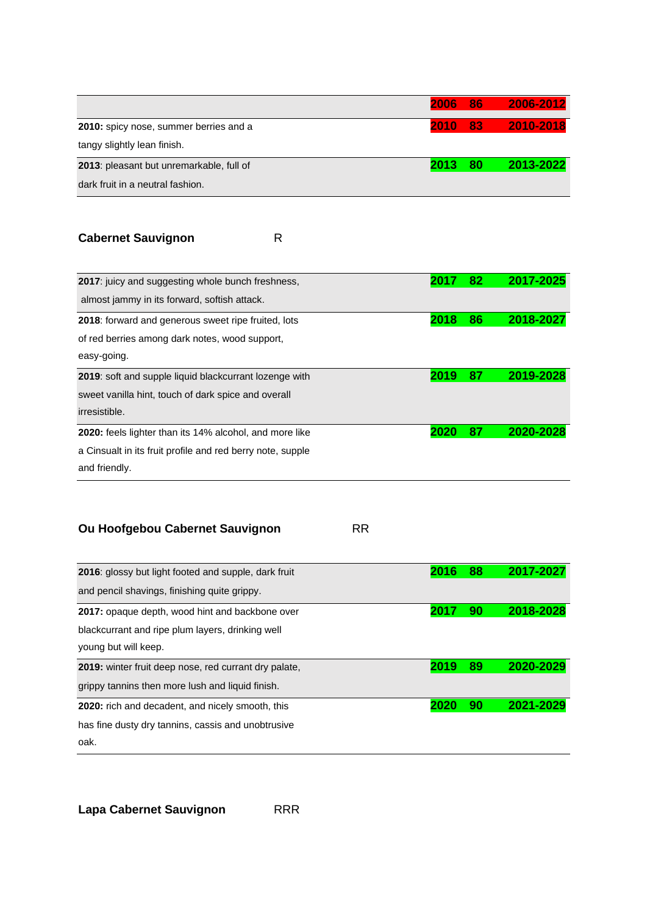| | | | |
|---|---|---|---|
| | 2006 | 86 | 2006-2012 |
| **2010:** spicy nose, summer berries and a tangy slightly lean finish. | 2010 | 83 | 2010-2018 |
| **2013**: pleasant but unremarkable, full of dark fruit in a neutral fashion. | 2013 | 80 | 2013-2022 |

## Cabernet Sauvignon R

| | | | |
|---|---|---|---|
| **2017**: juicy and suggesting whole bunch freshness, almost jammy in its forward, softish attack. | 2017 | 82 | 2017-2025 |
| **2018**: forward and generous sweet ripe fruited, lots of red berries among dark notes, wood support, easy-going. | 2018 | 86 | 2018-2027 |
| **2019**: soft and supple liquid blackcurrant lozenge with sweet vanilla hint, touch of dark spice and overall irresistible. | 2019 | 87 | 2019-2028 |
| **2020:** feels lighter than its 14% alcohol, and more like a Cinsualt in its fruit profile and red berry note, supple and friendly. | 2020 | 87 | 2020-2028 |

## Ou Hoofgebou Cabernet Sauvignon RR

| | | | |
|---|---|---|---|
| **2016**: glossy but light footed and supple, dark fruit and pencil shavings, finishing quite grippy. | 2016 | 88 | 2017-2027 |
| **2017:** opaque depth, wood hint and backbone over blackcurrant and ripe plum layers, drinking well young but will keep. | 2017 | 90 | 2018-2028 |
| **2019:** winter fruit deep nose, red currant dry palate, grippy tannins then more lush and liquid finish. | 2019 | 89 | 2020-2029 |
| **2020:** rich and decadent, and nicely smooth, this has fine dusty dry tannins, cassis and unobtrusive oak. | 2020 | 90 | 2021-2029 |

## Lapa Cabernet Sauvignon RRR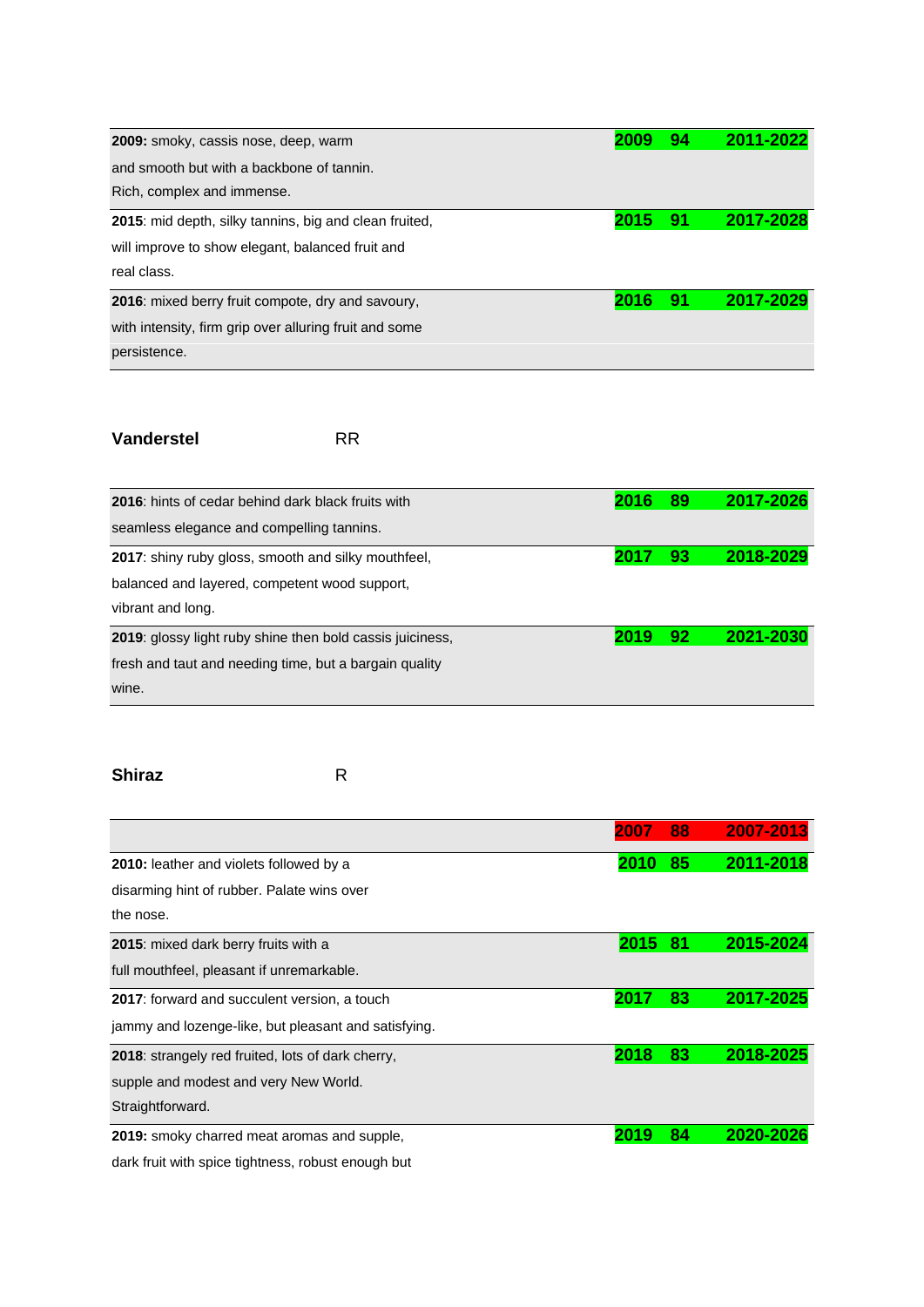| | | | |
|---|---|---|---|
| **2009:** smoky, cassis nose, deep, warm and smooth but with a backbone of tannin. Rich, complex and immense. | 2009 | 94 | 2011-2022 |
| **2015**: mid depth, silky tannins, big and clean fruited, will improve to show elegant, balanced fruit and real class. | 2015 | 91 | 2017-2028 |
| **2016**: mixed berry fruit compote, dry and savoury, with intensity, firm grip over alluring fruit and some persistence. | 2016 | 91 | 2017-2029 |

**Vanderstel** RR

| | | | |
|---|---|---|---|
| **2016**: hints of cedar behind dark black fruits with seamless elegance and compelling tannins. | 2016 | 89 | 2017-2026 |
| **2017**: shiny ruby gloss, smooth and silky mouthfeel, balanced and layered, competent wood support, vibrant and long. | 2017 | 93 | 2018-2029 |
| **2019**: glossy light ruby shine then bold cassis juiciness, fresh and taut and needing time, but a bargain quality wine. | 2019 | 92 | 2021-2030 |

**Shiraz** R

| | | | |
|---|---|---|---|
| | 2007 | 88 | 2007-2013 |
| **2010:** leather and violets followed by a disarming hint of rubber. Palate wins over the nose. | 2010 | 85 | 2011-2018 |
| **2015**: mixed dark berry fruits with a full mouthfeel, pleasant if unremarkable. | 2015 | 81 | 2015-2024 |
| **2017**: forward and succulent version, a touch jammy and lozenge-like, but pleasant and satisfying. | 2017 | 83 | 2017-2025 |
| **2018**: strangely red fruited, lots of dark cherry, supple and modest and very New World. Straightforward. | 2018 | 83 | 2018-2025 |
| **2019:** smoky charred meat aromas and supple, dark fruit with spice tightness, robust enough but | 2019 | 84 | 2020-2026 |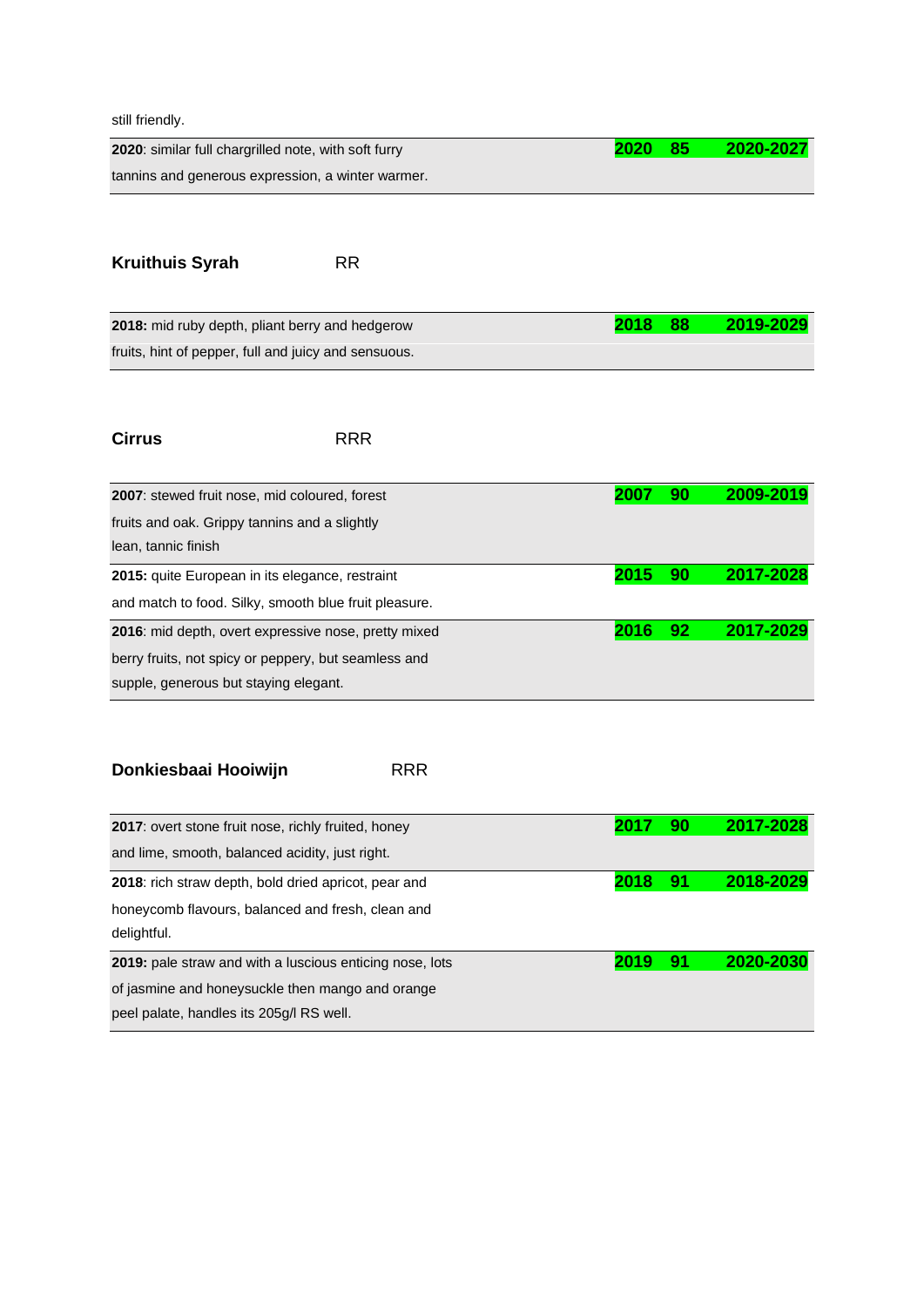still friendly.

| | | | |
|---|---|---|---|
| **2020**: similar full chargrilled note, with soft furry tannins and generous expression, a winter warmer. | **2020** | **85** | **2020-2027** |

**Kruithuis Syrah** RR

| | | | |
|---|---|---|---|
| **2018:** mid ruby depth, pliant berry and hedgerow fruits, hint of pepper, full and juicy and sensuous. | **2018** | **88** | **2019-2029** |

**Cirrus** RRR

| | | | |
|---|---|---|---|
| **2007**: stewed fruit nose, mid coloured, forest fruits and oak. Grippy tannins and a slightly lean, tannic finish | **2007** | **90** | **2009-2019** |
| **2015:** quite European in its elegance, restraint and match to food. Silky, smooth blue fruit pleasure. | **2015** | **90** | **2017-2028** |
| **2016**: mid depth, overt expressive nose, pretty mixed berry fruits, not spicy or peppery, but seamless and supple, generous but staying elegant. | **2016** | **92** | **2017-2029** |

**Donkiesbaai Hooiwijn** RRR

| | | | |
|---|---|---|---|
| **2017**: overt stone fruit nose, richly fruited, honey and lime, smooth, balanced acidity, just right. | **2017** | **90** | **2017-2028** |
| **2018**: rich straw depth, bold dried apricot, pear and honeycomb flavours, balanced and fresh, clean and delightful. | **2018** | **91** | **2018-2029** |
| **2019:** pale straw and with a luscious enticing nose, lots of jasmine and honeysuckle then mango and orange peel palate, handles its 205g/l RS well. | **2019** | **91** | **2020-2030** |